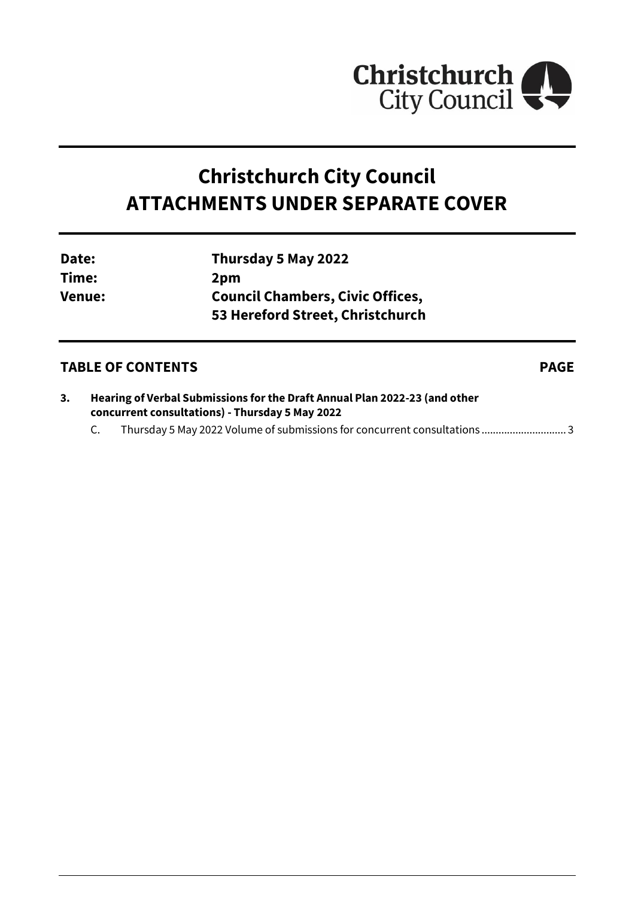Christchurch City Council

# Christchurch City Council
# ATTACHMENTS UNDER SEPARATE COVER

| | |
|---|---|
| **Date:** | **Thursday 5 May 2022** |
| **Time:** | **2pm** |
| **Venue:** | **Council Chambers, Civic Offices, 53 Hereford Street, Christchurch** |

## TABLE OF CONTENTS PAGE

**3. Hearing of Verbal Submissions for the Draft Annual Plan 2022-23 (and other concurrent consultations) - Thursday 5 May 2022**

C. Thursday 5 May 2022 Volume of submissions for concurrent consultations .............................. 3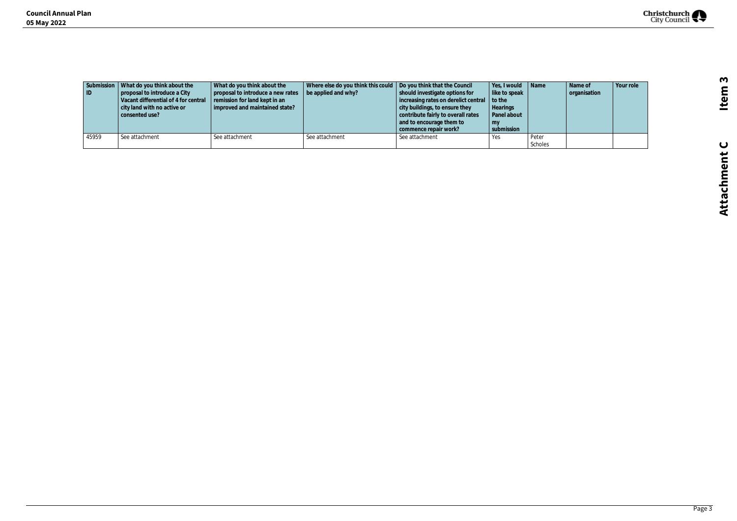| Submission ID | What do you think about the proposal to introduce a City Vacant differential of 4 for central city land with no active or consented use? | What do you think about the proposal to introduce a new rates remission for land kept in an improved and maintained state? | Where else do you think this could be applied and why? | Do you think that the Council should investigate options for increasing rates on derelict central city buildings, to ensure they contribute fairly to overall rates and to encourage them to commence repair work? | Yes, I would like to speak to the Hearings Panel about my submission | Name | Name of organisation | Your role |
|---|---|---|---|---|---|---|---|---|
| 45959 | See attachment | See attachment | See attachment | See attachment | Yes | Peter Scholes | | |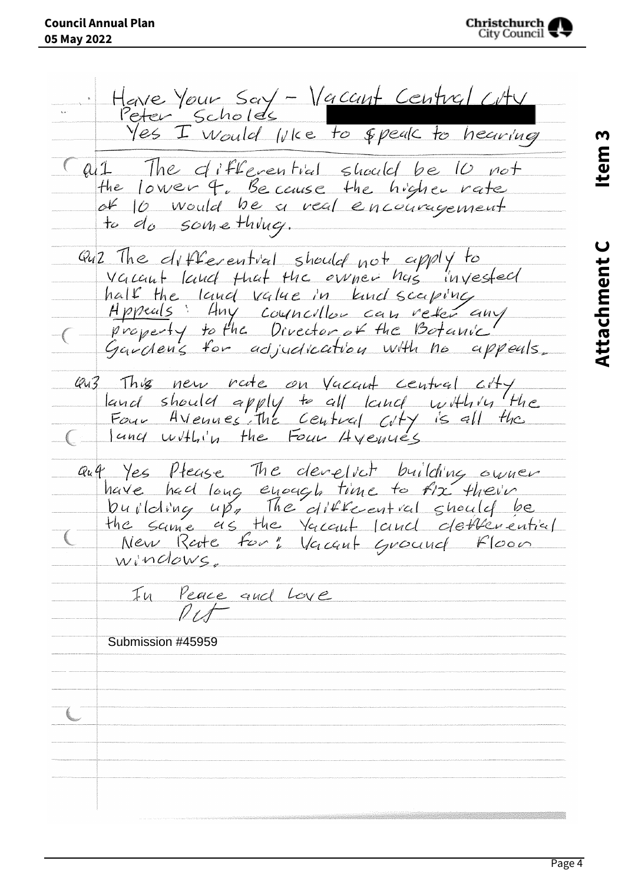Have Your Say - Vacant Central City
Peter Scholes

Yes I would like to speak to hearing

Qu1 The differential should be 10 not the lower 4. Because the higher rate of 10 would be a real encouragement to do something.

Qu2 The differential should not apply to vacant land that the owner has invested half the land value in landscaping. Appeals: Any councillor can refer any property to the Director of the Botanic Gardens for adjudication with no appeals.

Qu3 This new rate on Vacant central city land should apply to all land within the Four Avenues. The Central City is all the land within the Four Avenues

Qu4 Yes Please. The derelict building owner have had long enough time to fix their building up. The differential should be the same as the Vacant land defferential. New Rate for: Vacant ground Floor windows.

In Peace and Love
Pet

Submission #45959